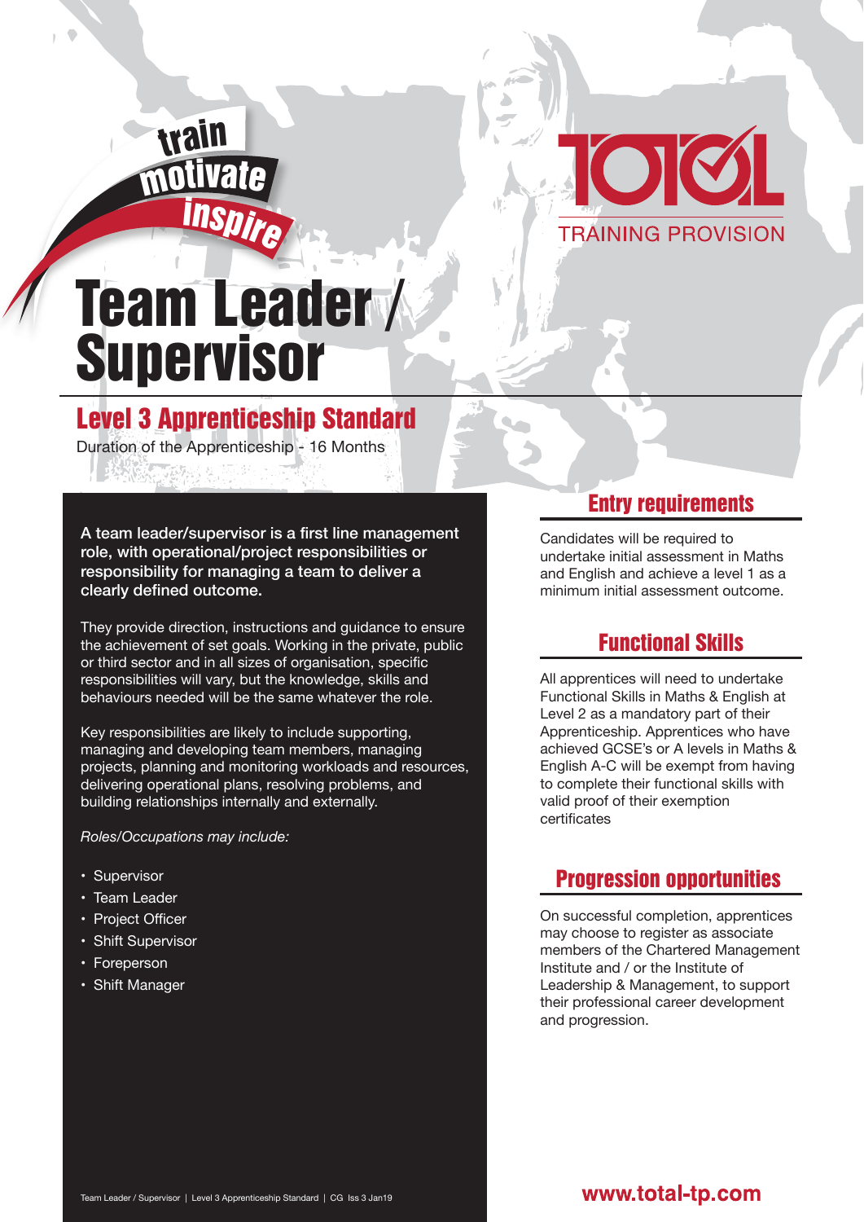train
motivate
inspire

TOTAL TRAINING PROVISION

# Team Leader / Supervisor

## Level 3 Apprenticeship Standard

Duration of the Apprenticeship - 16 Months

**A team leader/supervisor is a first line management role, with operational/project responsibilities or responsibility for managing a team to deliver a clearly defined outcome.**

They provide direction, instructions and guidance to ensure the achievement of set goals. Working in the private, public or third sector and in all sizes of organisation, specific responsibilities will vary, but the knowledge, skills and behaviours needed will be the same whatever the role.

Key responsibilities are likely to include supporting, managing and developing team members, managing projects, planning and monitoring workloads and resources, delivering operational plans, resolving problems, and building relationships internally and externally.

*Roles/Occupations may include:*

- Supervisor
- Team Leader
- Project Officer
- Shift Supervisor
- Foreperson
- Shift Manager

## Entry requirements

Candidates will be required to undertake initial assessment in Maths and English and achieve a level 1 as a minimum initial assessment outcome.

## Functional Skills

All apprentices will need to undertake Functional Skills in Maths & English at Level 2 as a mandatory part of their Apprenticeship. Apprentices who have achieved GCSE's or A levels in Maths & English A-C will be exempt from having to complete their functional skills with valid proof of their exemption certificates

## Progression opportunities

On successful completion, apprentices may choose to register as associate members of the Chartered Management Institute and / or the Institute of Leadership & Management, to support their professional career development and progression.

Team Leader / Supervisor | Level 3 Apprenticeship Standard | CG Iss 3 Jan19

www.total-tp.com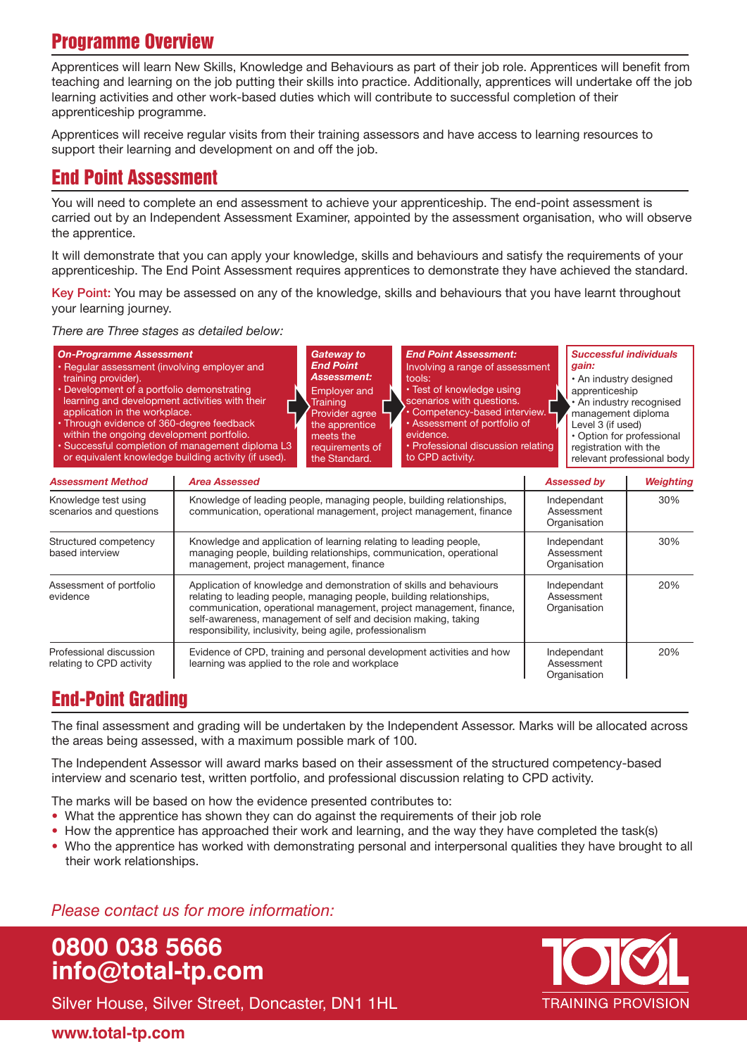## Programme Overview

Apprentices will learn New Skills, Knowledge and Behaviours as part of their job role. Apprentices will benefit from teaching and learning on the job putting their skills into practice. Additionally, apprentices will undertake off the job learning activities and other work-based duties which will contribute to successful completion of their apprenticeship programme.

Apprentices will receive regular visits from their training assessors and have access to learning resources to support their learning and development on and off the job.

## End Point Assessment

You will need to complete an end assessment to achieve your apprenticeship. The end-point assessment is carried out by an Independent Assessment Examiner, appointed by the assessment organisation, who will observe the apprentice.

It will demonstrate that you can apply your knowledge, skills and behaviours and satisfy the requirements of your apprenticeship. The End Point Assessment requires apprentices to demonstrate they have achieved the standard.

**Key Point:** You may be assessed on any of the knowledge, skills and behaviours that you have learnt throughout your learning journey.

*There are Three stages as detailed below:*

***On-Programme Assessment***
- Regular assessment (involving employer and training provider).
- Development of a portfolio demonstrating learning and development activities with their application in the workplace.
- Through evidence of 360-degree feedback within the ongoing development portfolio.
- Successful completion of management diploma L3 or equivalent knowledge building activity (if used).

***Gateway to End Point Assessment:***
Employer and Training Provider agree the apprentice meets the requirements of the Standard.

***End Point Assessment:***
Involving a range of assessment tools:
- Test of knowledge using scenarios with questions.
- Competency-based interview.
- Assessment of portfolio of evidence.
- Professional discussion relating to CPD activity.

***Successful individuals gain:***
- An industry designed apprenticeship
- An industry recognised management diploma Level 3 (if used)
- Option for professional registration with the relevant professional body

| *Assessment Method* | *Area Assessed* | *Assessed by* | *Weighting* |
|---|---|---|---|
| Knowledge test using scenarios and questions | Knowledge of leading people, managing people, building relationships, communication, operational management, project management, finance | Independant Assessment Organisation | 30% |
| Structured competency based interview | Knowledge and application of learning relating to leading people, managing people, building relationships, communication, operational management, project management, finance | Independant Assessment Organisation | 30% |
| Assessment of portfolio evidence | Application of knowledge and demonstration of skills and behaviours relating to leading people, managing people, building relationships, communication, operational management, project management, finance, self-awareness, management of self and decision making, taking responsibility, inclusivity, being agile, professionalism | Independant Assessment Organisation | 20% |
| Professional discussion relating to CPD activity | Evidence of CPD, training and personal development activities and how learning was applied to the role and workplace | Independant Assessment Organisation | 20% |

## End-Point Grading

The final assessment and grading will be undertaken by the Independent Assessor. Marks will be allocated across the areas being assessed, with a maximum possible mark of 100.

The Independent Assessor will award marks based on their assessment of the structured competency-based interview and scenario test, written portfolio, and professional discussion relating to CPD activity.

The marks will be based on how the evidence presented contributes to:
- What the apprentice has shown they can do against the requirements of their job role
- How the apprentice has approached their work and learning, and the way they have completed the task(s)
- Who the apprentice has worked with demonstrating personal and interpersonal qualities they have brought to all their work relationships.

*Please contact us for more information:*

**0800 038 5666**
**info@total-tp.com**

Silver House, Silver Street, Doncaster, DN1 1HL

TOTAL TRAINING PROVISION

**www.total-tp.com**